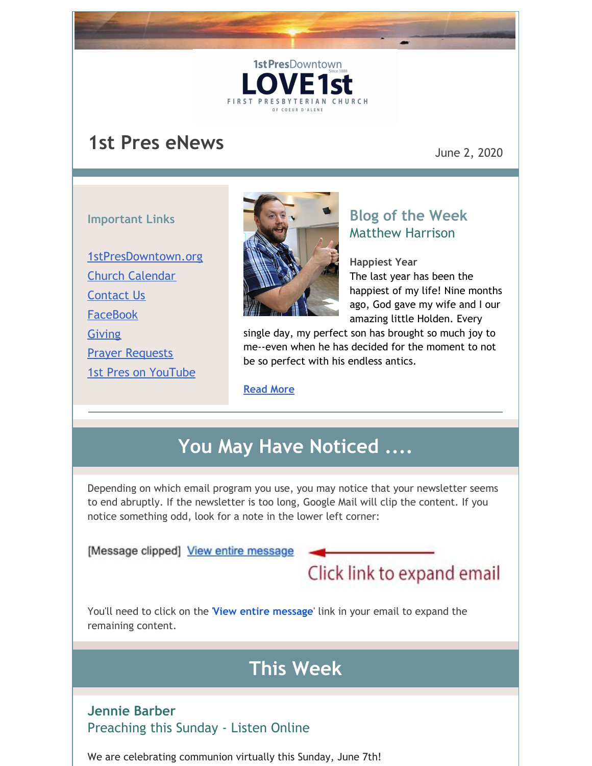1stPresDowntown
LOVE1st
FIRST PRESBYTERIAN CHURCH
OF COEUR D'ALENE

# 1st Pres eNews

June 2, 2020

**Important Links**

- 1stPresDowntown.org
- Church Calendar
- Contact Us
- FaceBook
- Giving
- Prayer Requests
- 1st Pres on YouTube

## Blog of the Week
Matthew Harrison

**Happiest Year**
The last year has been the happiest of my life! Nine months ago, God gave my wife and I our amazing little Holden. Every single day, my perfect son has brought so much joy to me--even when he has decided for the moment to not be so perfect with his endless antics.

**Read More**

## You May Have Noticed ....

Depending on which email program you use, you may notice that your newsletter seems to end abruptly. If the newsletter is too long, Google Mail will clip the content. If you notice something odd, look for a note in the lower left corner:

[Message clipped] View entire message ← Click link to expand email

You'll need to click on the '**View entire message**' link in your email to expand the remaining content.

## This Week

### Jennie Barber
Preaching this Sunday - Listen Online

We are celebrating communion virtually this Sunday, June 7th!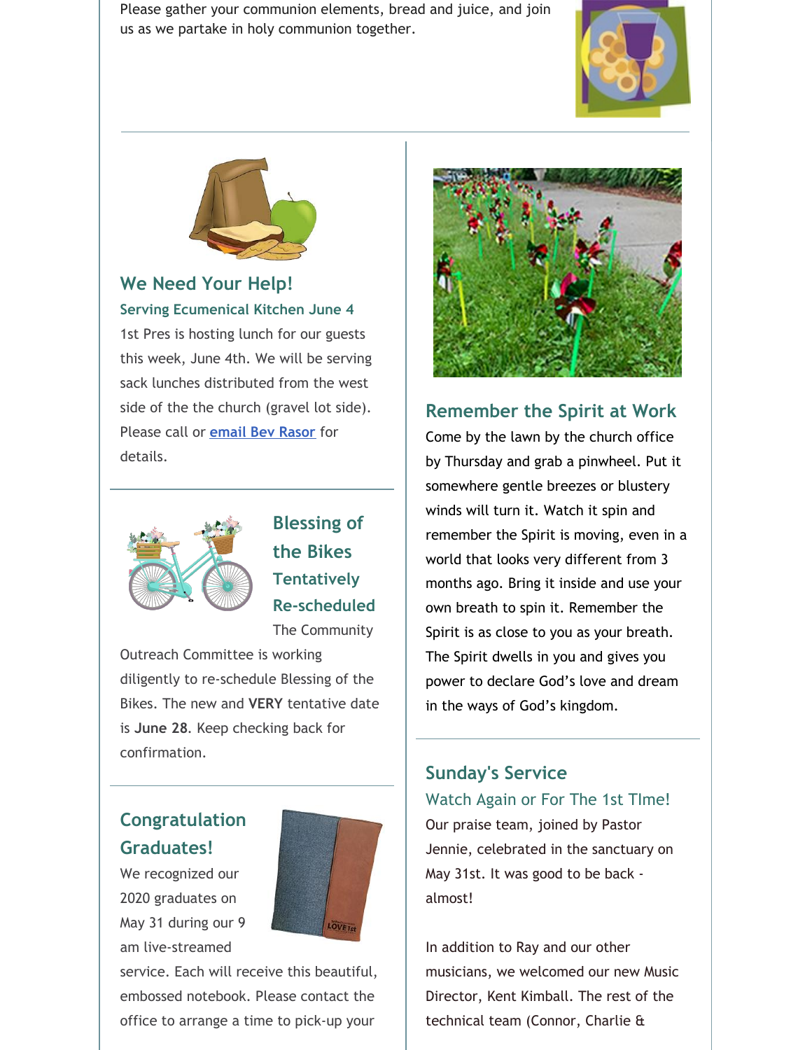Please gather your communion elements, bread and juice, and join us as we partake in holy communion together.

## We Need Your Help!

### Serving Ecumenical Kitchen June 4

1st Pres is hosting lunch for our guests this week, June 4th. We will be serving sack lunches distributed from the west side of the the church (gravel lot side). Please call or [email Bev Rasor]() for details.

## Blessing of the Bikes

### Tentatively Re-scheduled

The Community Outreach Committee is working diligently to re-schedule Blessing of the Bikes. The new and **VERY** tentative date is **June 28**. Keep checking back for confirmation.

## Congratulation Graduates!

We recognized our 2020 graduates on May 31 during our 9 am live-streamed service. Each will receive this beautiful, embossed notebook. Please contact the office to arrange a time to pick-up your

## Remember the Spirit at Work

Come by the lawn by the church office by Thursday and grab a pinwheel. Put it somewhere gentle breezes or blustery winds will turn it. Watch it spin and remember the Spirit is moving, even in a world that looks very different from 3 months ago. Bring it inside and use your own breath to spin it. Remember the Spirit is as close to you as your breath. The Spirit dwells in you and gives you power to declare God's love and dream in the ways of God's kingdom.

## Sunday's Service

### Watch Again or For The 1st TIme!

Our praise team, joined by Pastor Jennie, celebrated in the sanctuary on May 31st. It was good to be back - almost!

In addition to Ray and our other musicians, we welcomed our new Music Director, Kent Kimball. The rest of the technical team (Connor, Charlie &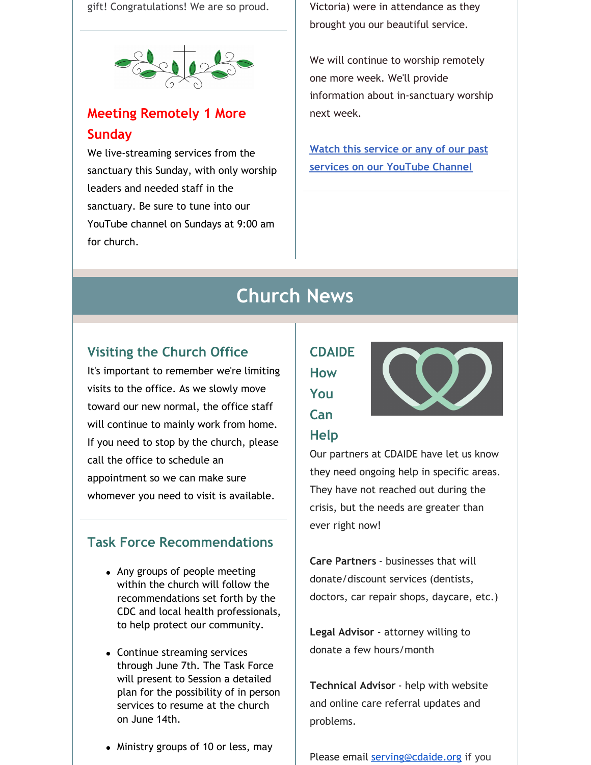gift! Congratulations! We are so proud.

## Meeting Remotely 1 More Sunday

We live-streaming services from the sanctuary this Sunday, with only worship leaders and needed staff in the sanctuary. Be sure to tune into our YouTube channel on Sundays at 9:00 am for church.

Victoria) were in attendance as they brought you our beautiful service.

We will continue to worship remotely one more week. We'll provide information about in-sanctuary worship next week.

[Watch this service or any of our past services on our YouTube Channel]

# Church News

### Visiting the Church Office

It's important to remember we're limiting visits to the office. As we slowly move toward our new normal, the office staff will continue to mainly work from home. If you need to stop by the church, please call the office to schedule an appointment so we can make sure whomever you need to visit is available.

### Task Force Recommendations

- Any groups of people meeting within the church will follow the recommendations set forth by the CDC and local health professionals, to help protect our community.
- Continue streaming services through June 7th. The Task Force will present to Session a detailed plan for the possibility of in person services to resume at the church on June 14th.
- Ministry groups of 10 or less, may

### CDAIDE How You Can Help

Our partners at CDAIDE have let us know they need ongoing help in specific areas. They have not reached out during the crisis, but the needs are greater than ever right now!

**Care Partners** - businesses that will donate/discount services (dentists, doctors, car repair shops, daycare, etc.)

**Legal Advisor** - attorney willing to donate a few hours/month

**Technical Advisor** - help with website and online care referral updates and problems.

Please email serving@cdaide.org if you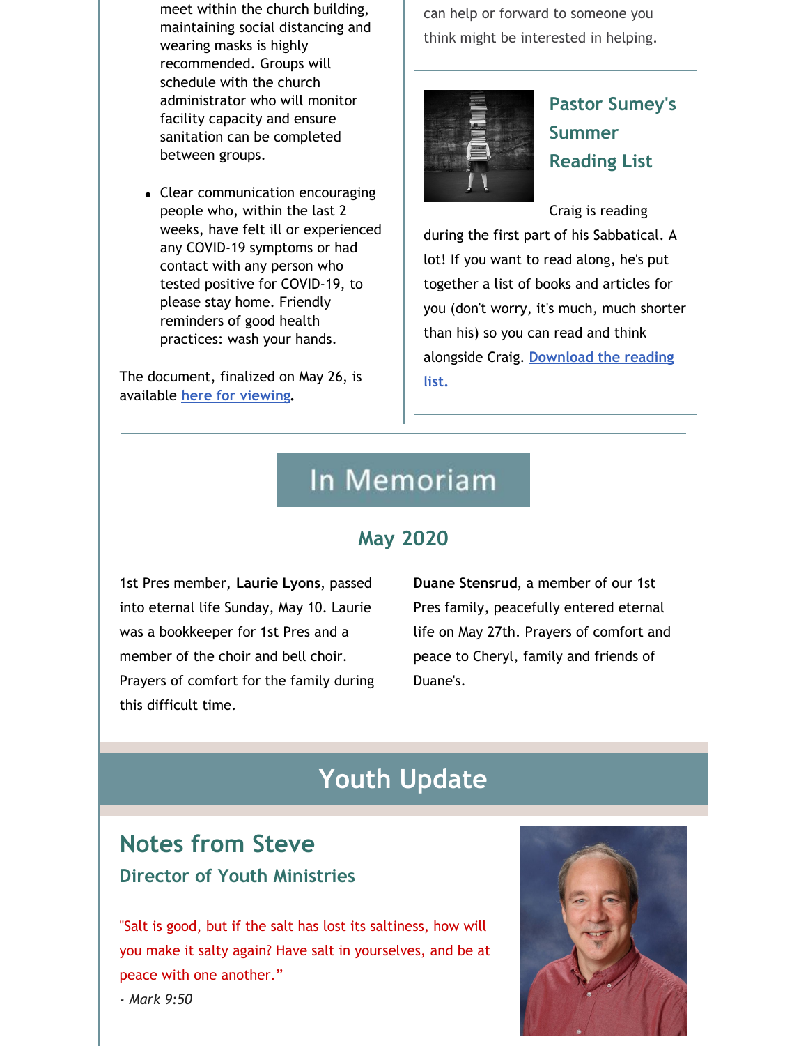meet within the church building, maintaining social distancing and wearing masks is highly recommended. Groups will schedule with the church administrator who will monitor facility capacity and ensure sanitation can be completed between groups.

- Clear communication encouraging people who, within the last 2 weeks, have felt ill or experienced any COVID-19 symptoms or had contact with any person who tested positive for COVID-19, to please stay home. Friendly reminders of good health practices: wash your hands.

The document, finalized on May 26, is available here for viewing.

can help or forward to someone you think might be interested in helping.

### Pastor Sumey's Summer Reading List

Craig is reading during the first part of his Sabbatical. A lot! If you want to read along, he's put together a list of books and articles for you (don't worry, it's much, much shorter than his) so you can read and think alongside Craig. Download the reading list.

## In Memoriam

### May 2020

1st Pres member, **Laurie Lyons**, passed into eternal life Sunday, May 10. Laurie was a bookkeeper for 1st Pres and a member of the choir and bell choir. Prayers of comfort for the family during this difficult time.

**Duane Stensrud**, a member of our 1st Pres family, peacefully entered eternal life on May 27th. Prayers of comfort and peace to Cheryl, family and friends of Duane's.

## Youth Update

### Notes from Steve

#### Director of Youth Ministries

"Salt is good, but if the salt has lost its saltiness, how will you make it salty again? Have salt in yourselves, and be at peace with one another."

*- Mark 9:50*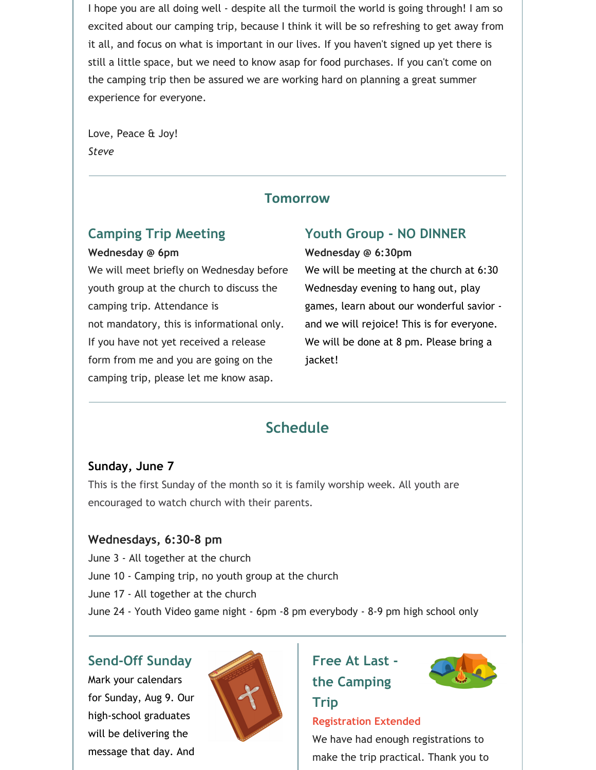I hope you are all doing well - despite all the turmoil the world is going through! I am so excited about our camping trip, because I think it will be so refreshing to get away from it all, and focus on what is important in our lives. If you haven't signed up yet there is still a little space, but we need to know asap for food purchases. If you can't come on the camping trip then be assured we are working hard on planning a great summer experience for everyone.

Love, Peace & Joy!
*Steve*

---

## Tomorrow

### Camping Trip Meeting

**Wednesday @ 6pm**

We will meet briefly on Wednesday before youth group at the church to discuss the camping trip. Attendance is not mandatory, this is informational only. If you have not yet received a release form from me and you are going on the camping trip, please let me know asap.

### Youth Group - NO DINNER

**Wednesday @ 6:30pm**

We will be meeting at the church at 6:30 Wednesday evening to hang out, play games, learn about our wonderful savior - and we will rejoice! This is for everyone. We will be done at 8 pm. Please bring a jacket!

---

## Schedule

**Sunday, June 7**

This is the first Sunday of the month so it is family worship week. All youth are encouraged to watch church with their parents.

**Wednesdays, 6:30-8 pm**

June 3 - All together at the church
June 10 - Camping trip, no youth group at the church
June 17 - All together at the church
June 24 - Youth Video game night - 6pm -8 pm everybody - 8-9 pm high school only

---

### Send-Off Sunday

Mark your calendars for Sunday, Aug 9. Our high-school graduates will be delivering the message that day. And

### Free At Last - the Camping Trip

**Registration Extended**

We have had enough registrations to make the trip practical. Thank you to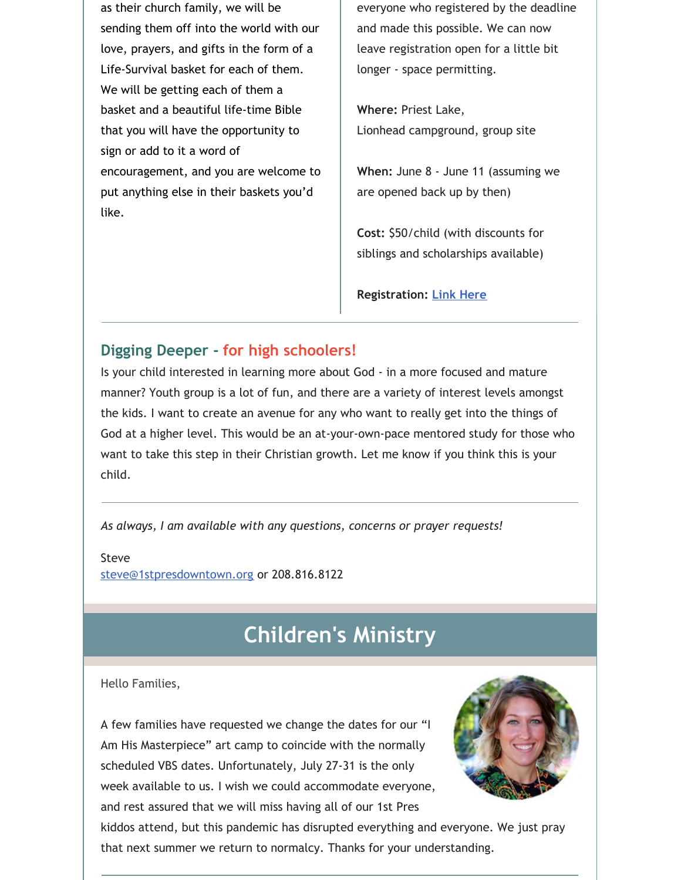as their church family, we will be sending them off into the world with our love, prayers, and gifts in the form of a Life-Survival basket for each of them. We will be getting each of them a basket and a beautiful life-time Bible that you will have the opportunity to sign or add to it a word of encouragement, and you are welcome to put anything else in their baskets you'd like.

everyone who registered by the deadline and made this possible. We can now leave registration open for a little bit longer - space permitting.

**Where:** Priest Lake, Lionhead campground, group site

**When:** June 8 - June 11 (assuming we are opened back up by then)

**Cost:** $50/child (with discounts for siblings and scholarships available)

**Registration:** [Link Here]

---

## Digging Deeper - for high schoolers!

Is your child interested in learning more about God - in a more focused and mature manner? Youth group is a lot of fun, and there are a variety of interest levels amongst the kids. I want to create an avenue for any who want to really get into the things of God at a higher level. This would be an at-your-own-pace mentored study for those who want to take this step in their Christian growth. Let me know if you think this is your child.

---

*As always, I am available with any questions, concerns or prayer requests!*

Steve
steve@1stpresdowntown.org or 208.816.8122

# Children's Ministry

Hello Families,

A few families have requested we change the dates for our "I Am His Masterpiece" art camp to coincide with the normally scheduled VBS dates. Unfortunately, July 27-31 is the only week available to us. I wish we could accommodate everyone, and rest assured that we will miss having all of our 1st Pres kiddos attend, but this pandemic has disrupted everything and everyone. We just pray that next summer we return to normalcy. Thanks for your understanding.

---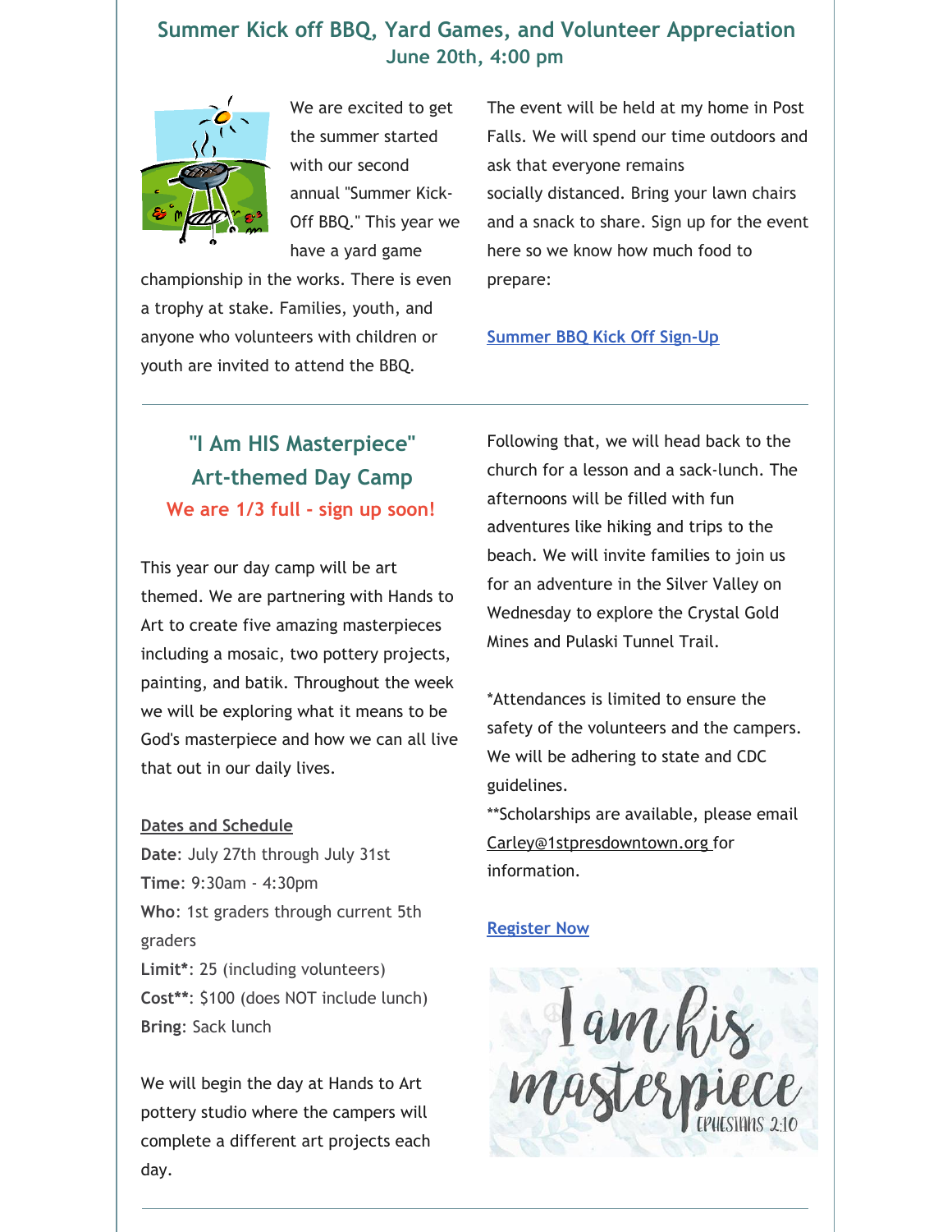## Summer Kick off BBQ, Yard Games, and Volunteer Appreciation
### June 20th, 4:00 pm

We are excited to get the summer started with our second annual "Summer Kick-Off BBQ." This year we have a yard game championship in the works. There is even a trophy at stake. Families, youth, and anyone who volunteers with children or youth are invited to attend the BBQ.

The event will be held at my home in Post Falls. We will spend our time outdoors and ask that everyone remains socially distanced. Bring your lawn chairs and a snack to share. Sign up for the event here so we know how much food to prepare:

[Summer BBQ Kick Off Sign-Up]

---

## "I Am HIS Masterpiece" Art-themed Day Camp
### We are 1/3 full - sign up soon!

This year our day camp will be art themed. We are partnering with Hands to Art to create five amazing masterpieces including a mosaic, two pottery projects, painting, and batik. Throughout the week we will be exploring what it means to be God's masterpiece and how we can all live that out in our daily lives.

**Dates and Schedule**

**Date**: July 27th through July 31st
**Time**: 9:30am - 4:30pm
**Who**: 1st graders through current 5th graders
**Limit***: 25 (including volunteers)
**Cost****: $100 (does NOT include lunch)
**Bring**: Sack lunch

We will begin the day at Hands to Art pottery studio where the campers will complete a different art projects each day.

Following that, we will head back to the church for a lesson and a sack-lunch. The afternoons will be filled with fun adventures like hiking and trips to the beach. We will invite families to join us for an adventure in the Silver Valley on Wednesday to explore the Crystal Gold Mines and Pulaski Tunnel Trail.

*Attendances is limited to ensure the safety of the volunteers and the campers. We will be adhering to state and CDC guidelines.
**Scholarships are available, please email Carley@1stpresdowntown.org for information.

[Register Now]

---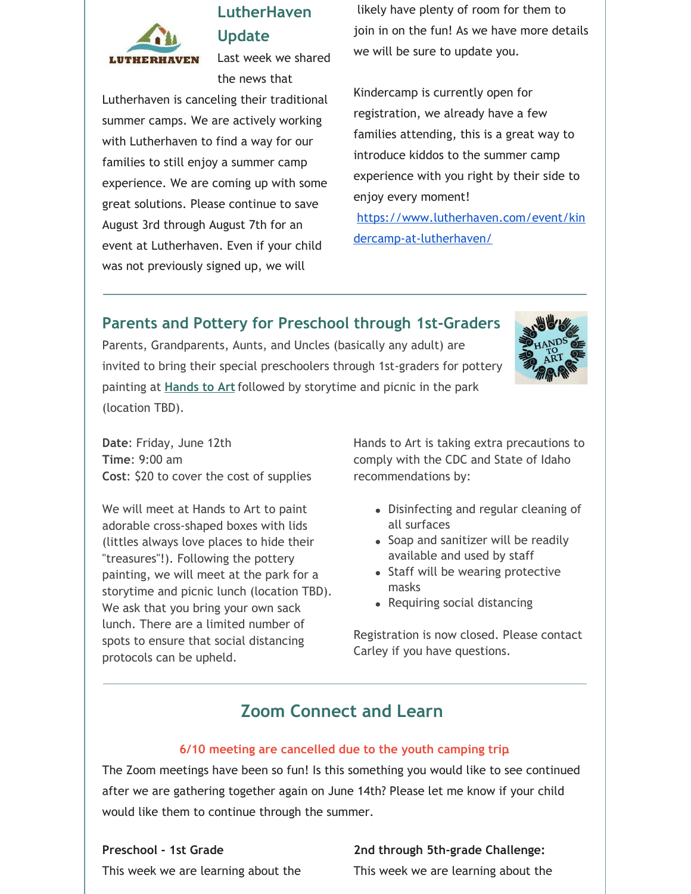## LutherHaven Update

Last week we shared the news that Lutherhaven is canceling their traditional summer camps. We are actively working with Lutherhaven to find a way for our families to still enjoy a summer camp experience. We are coming up with some great solutions. Please continue to save August 3rd through August 7th for an event at Lutherhaven. Even if your child was not previously signed up, we will likely have plenty of room for them to join in on the fun! As we have more details we will be sure to update you.

Kindercamp is currently open for registration, we already have a few families attending, this is a great way to introduce kiddos to the summer camp experience with you right by their side to enjoy every moment!

https://www.lutherhaven.com/event/kindercamp-at-lutherhaven/

---

## Parents and Pottery for Preschool through 1st-Graders

Parents, Grandparents, Aunts, and Uncles (basically any adult) are invited to bring their special preschoolers through 1st-graders for pottery painting at **Hands to Art** followed by storytime and picnic in the park (location TBD).

**Date**: Friday, June 12th
**Time**: 9:00 am
**Cost**: $20 to cover the cost of supplies

We will meet at Hands to Art to paint adorable cross-shaped boxes with lids (littles always love places to hide their "treasures"!). Following the pottery painting, we will meet at the park for a storytime and picnic lunch (location TBD). We ask that you bring your own sack lunch. There are a limited number of spots to ensure that social distancing protocols can be upheld.

Hands to Art is taking extra precautions to comply with the CDC and State of Idaho recommendations by:

- Disinfecting and regular cleaning of all surfaces
- Soap and sanitizer will be readily available and used by staff
- Staff will be wearing protective masks
- Requiring social distancing

Registration is now closed. Please contact Carley if you have questions.

---

## Zoom Connect and Learn

**6/10 meeting are cancelled due to the youth camping trip**

The Zoom meetings have been so fun! Is this something you would like to see continued after we are gathering together again on June 14th? Please let me know if your child would like them to continue through the summer.

**Preschool - 1st Grade**

This week we are learning about the

**2nd through 5th-grade Challenge:**

This week we are learning about the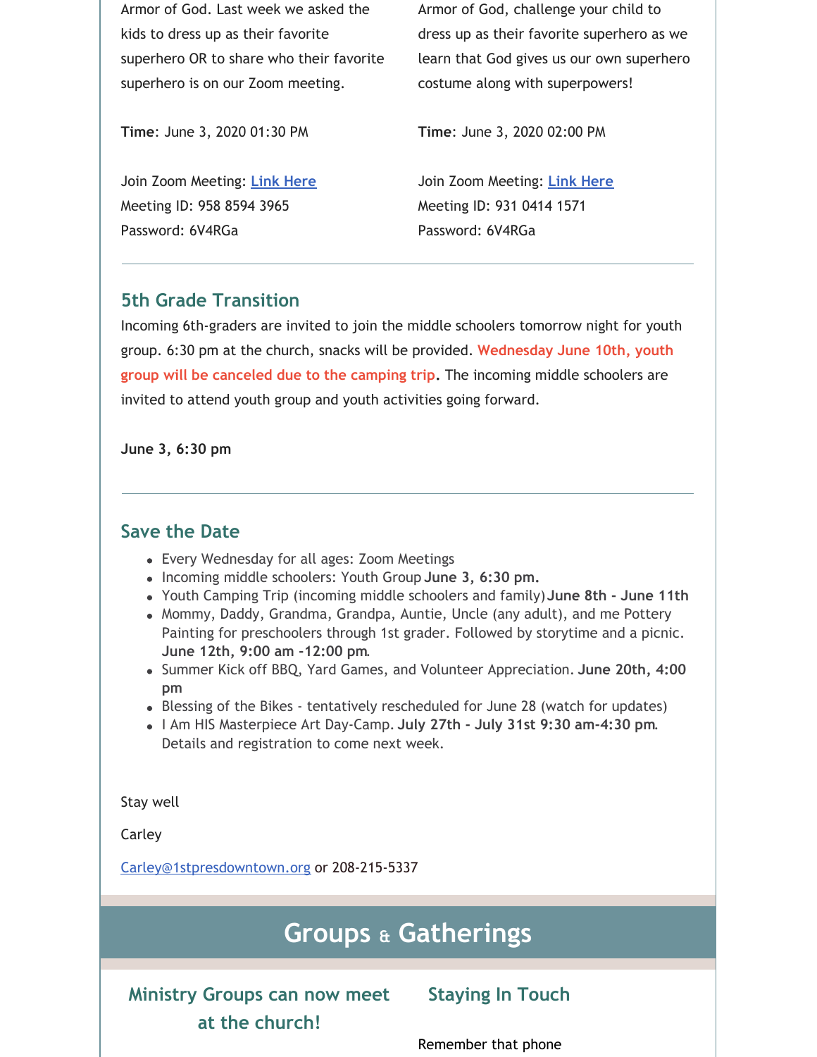Armor of God. Last week we asked the kids to dress up as their favorite superhero OR to share who their favorite superhero is on our Zoom meeting.

**Time**: June 3, 2020 01:30 PM

Join Zoom Meeting: [Link Here]
Meeting ID: 958 8594 3965
Password: 6V4RGa

Armor of God, challenge your child to dress up as their favorite superhero as we learn that God gives us our own superhero costume along with superpowers!

**Time**: June 3, 2020 02:00 PM

Join Zoom Meeting: [Link Here]
Meeting ID: 931 0414 1571
Password: 6V4RGa

---

## 5th Grade Transition

Incoming 6th-graders are invited to join the middle schoolers tomorrow night for youth group. 6:30 pm at the church, snacks will be provided. **Wednesday June 10th, youth group will be canceled due to the camping trip.** The incoming middle schoolers are invited to attend youth group and youth activities going forward.

**June 3, 6:30 pm**

---

## Save the Date

- Every Wednesday for all ages: Zoom Meetings
- Incoming middle schoolers: Youth Group **June 3, 6:30 pm.**
- Youth Camping Trip (incoming middle schoolers and family) **June 8th - June 11th**
- Mommy, Daddy, Grandma, Grandpa, Auntie, Uncle (any adult), and me Pottery Painting for preschoolers through 1st grader. Followed by storytime and a picnic. **June 12th, 9:00 am -12:00 pm**.
- Summer Kick off BBQ, Yard Games, and Volunteer Appreciation. **June 20th, 4:00 pm**
- Blessing of the Bikes - tentatively rescheduled for June 28 (watch for updates)
- I Am HIS Masterpiece Art Day-Camp. **July 27th - July 31st 9:30 am-4:30 pm**. Details and registration to come next week.

Stay well

Carley

Carley@1stpresdowntown.org or 208-215-5337

# Groups & Gatherings

## Ministry Groups can now meet at the church!

## Staying In Touch

Remember that phone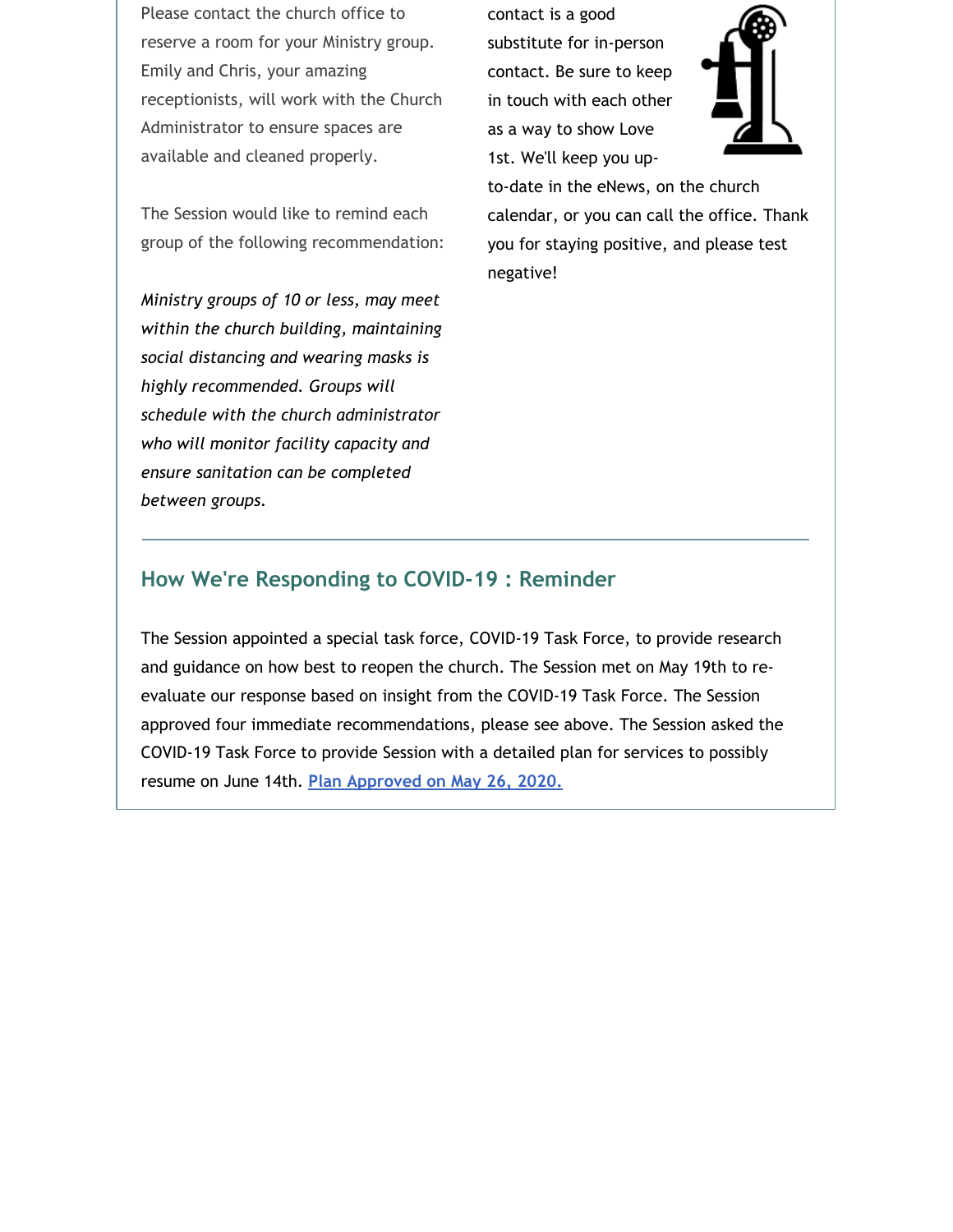Please contact the church office to reserve a room for your Ministry group. Emily and Chris, your amazing receptionists, will work with the Church Administrator to ensure spaces are available and cleaned properly.

The Session would like to remind each group of the following recommendation:

*Ministry groups of 10 or less, may meet within the church building, maintaining social distancing and wearing masks is highly recommended. Groups will schedule with the church administrator who will monitor facility capacity and ensure sanitation can be completed between groups.*

contact is a good substitute for in-person contact. Be sure to keep in touch with each other as a way to show Love 1st. We'll keep you up-to-date in the eNews, on the church calendar, or you can call the office. Thank you for staying positive, and please test negative!

---

## How We're Responding to COVID-19 : Reminder

The Session appointed a special task force, COVID-19 Task Force, to provide research and guidance on how best to reopen the church. The Session met on May 19th to re-evaluate our response based on insight from the COVID-19 Task Force. The Session approved four immediate recommendations, please see above. The Session asked the COVID-19 Task Force to provide Session with a detailed plan for services to possibly resume on June 14th. **Plan Approved on May 26, 2020.**